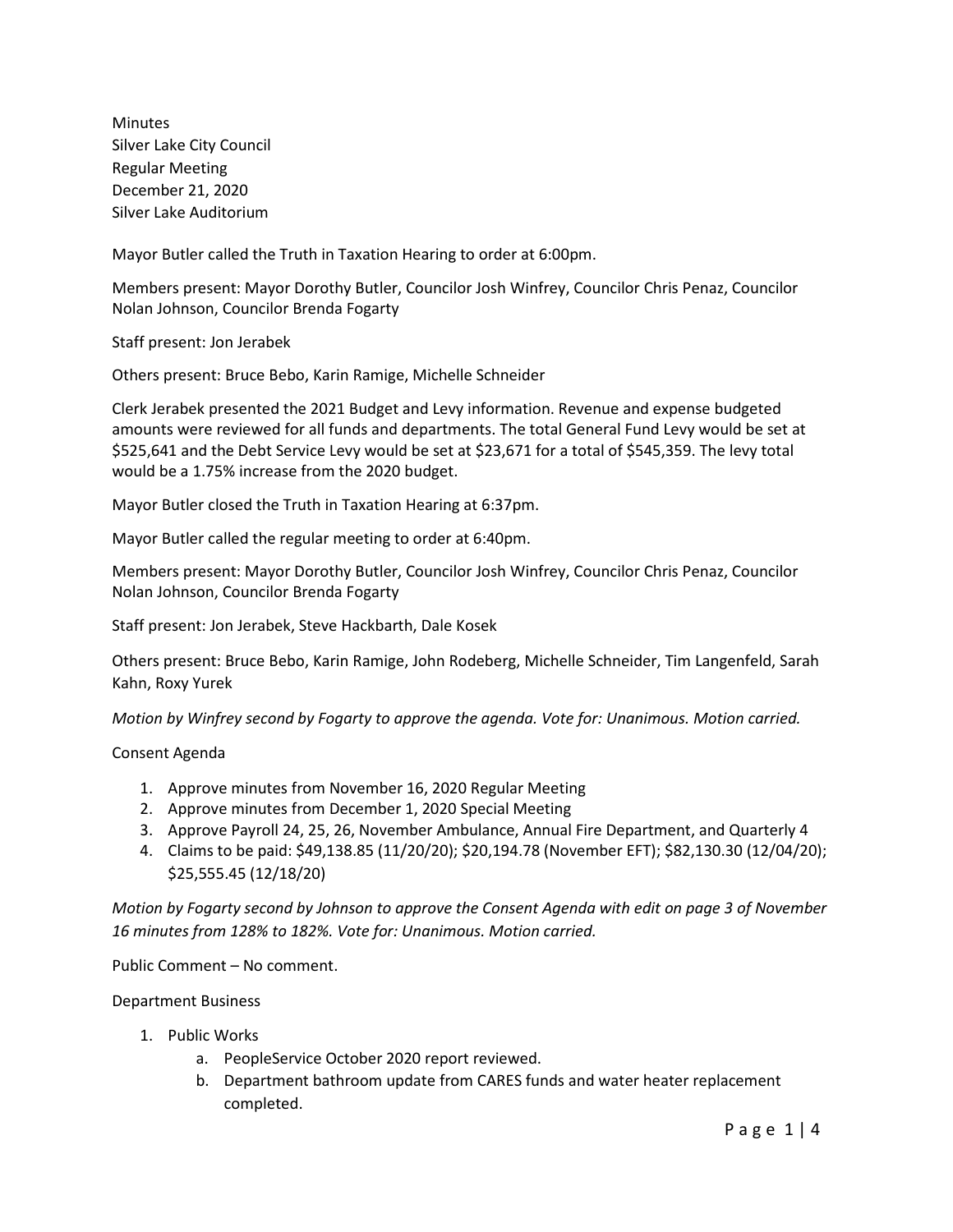Minutes
Silver Lake City Council
Regular Meeting
December 21, 2020
Silver Lake Auditorium

Mayor Butler called the Truth in Taxation Hearing to order at 6:00pm.

Members present: Mayor Dorothy Butler, Councilor Josh Winfrey, Councilor Chris Penaz, Councilor Nolan Johnson, Councilor Brenda Fogarty

Staff present: Jon Jerabek

Others present: Bruce Bebo, Karin Ramige, Michelle Schneider

Clerk Jerabek presented the 2021 Budget and Levy information. Revenue and expense budgeted amounts were reviewed for all funds and departments. The total General Fund Levy would be set at $525,641 and the Debt Service Levy would be set at $23,671 for a total of $545,359. The levy total would be a 1.75% increase from the 2020 budget.

Mayor Butler closed the Truth in Taxation Hearing at 6:37pm.

Mayor Butler called the regular meeting to order at 6:40pm.

Members present: Mayor Dorothy Butler, Councilor Josh Winfrey, Councilor Chris Penaz, Councilor Nolan Johnson, Councilor Brenda Fogarty

Staff present: Jon Jerabek, Steve Hackbarth, Dale Kosek

Others present: Bruce Bebo, Karin Ramige, John Rodeberg, Michelle Schneider, Tim Langenfeld, Sarah Kahn, Roxy Yurek

*Motion by Winfrey second by Fogarty to approve the agenda. Vote for: Unanimous. Motion carried.*

Consent Agenda

1. Approve minutes from November 16, 2020 Regular Meeting
2. Approve minutes from December 1, 2020 Special Meeting
3. Approve Payroll 24, 25, 26, November Ambulance, Annual Fire Department, and Quarterly 4
4. Claims to be paid: $49,138.85 (11/20/20); $20,194.78 (November EFT); $82,130.30 (12/04/20); $25,555.45 (12/18/20)

*Motion by Fogarty second by Johnson to approve the Consent Agenda with edit on page 3 of November 16 minutes from 128% to 182%. Vote for: Unanimous. Motion carried.*

Public Comment – No comment.

Department Business

1. Public Works
   a. PeopleService October 2020 report reviewed.
   b. Department bathroom update from CARES funds and water heater replacement completed.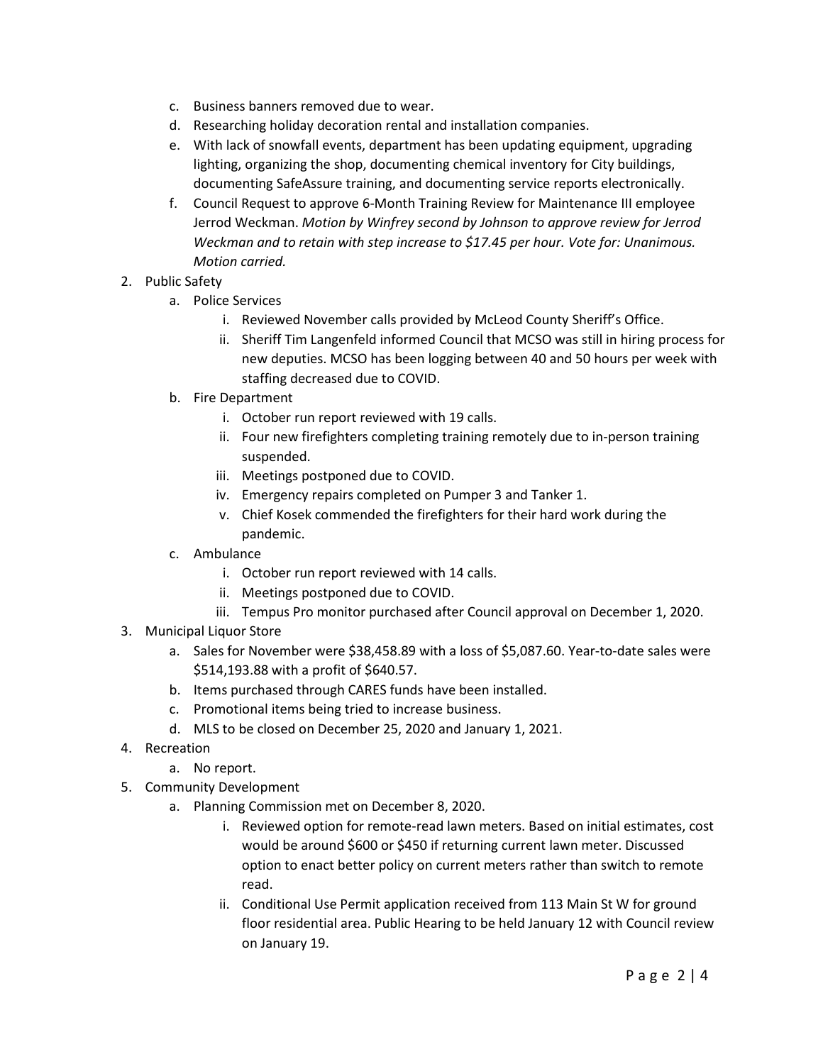c. Business banners removed due to wear.
d. Researching holiday decoration rental and installation companies.
e. With lack of snowfall events, department has been updating equipment, upgrading lighting, organizing the shop, documenting chemical inventory for City buildings, documenting SafeAssure training, and documenting service reports electronically.
f. Council Request to approve 6-Month Training Review for Maintenance III employee Jerrod Weckman. *Motion by Winfrey second by Johnson to approve review for Jerrod Weckman and to retain with step increase to $17.45 per hour. Vote for: Unanimous. Motion carried.*

2. Public Safety
   a. Police Services
      i. Reviewed November calls provided by McLeod County Sheriff's Office.
      ii. Sheriff Tim Langenfeld informed Council that MCSO was still in hiring process for new deputies. MCSO has been logging between 40 and 50 hours per week with staffing decreased due to COVID.
   b. Fire Department
      i. October run report reviewed with 19 calls.
      ii. Four new firefighters completing training remotely due to in-person training suspended.
      iii. Meetings postponed due to COVID.
      iv. Emergency repairs completed on Pumper 3 and Tanker 1.
      v. Chief Kosek commended the firefighters for their hard work during the pandemic.
   c. Ambulance
      i. October run report reviewed with 14 calls.
      ii. Meetings postponed due to COVID.
      iii. Tempus Pro monitor purchased after Council approval on December 1, 2020.
3. Municipal Liquor Store
   a. Sales for November were $38,458.89 with a loss of $5,087.60. Year-to-date sales were $514,193.88 with a profit of $640.57.
   b. Items purchased through CARES funds have been installed.
   c. Promotional items being tried to increase business.
   d. MLS to be closed on December 25, 2020 and January 1, 2021.
4. Recreation
   a. No report.
5. Community Development
   a. Planning Commission met on December 8, 2020.
      i. Reviewed option for remote-read lawn meters. Based on initial estimates, cost would be around $600 or $450 if returning current lawn meter. Discussed option to enact better policy on current meters rather than switch to remote read.
      ii. Conditional Use Permit application received from 113 Main St W for ground floor residential area. Public Hearing to be held January 12 with Council review on January 19.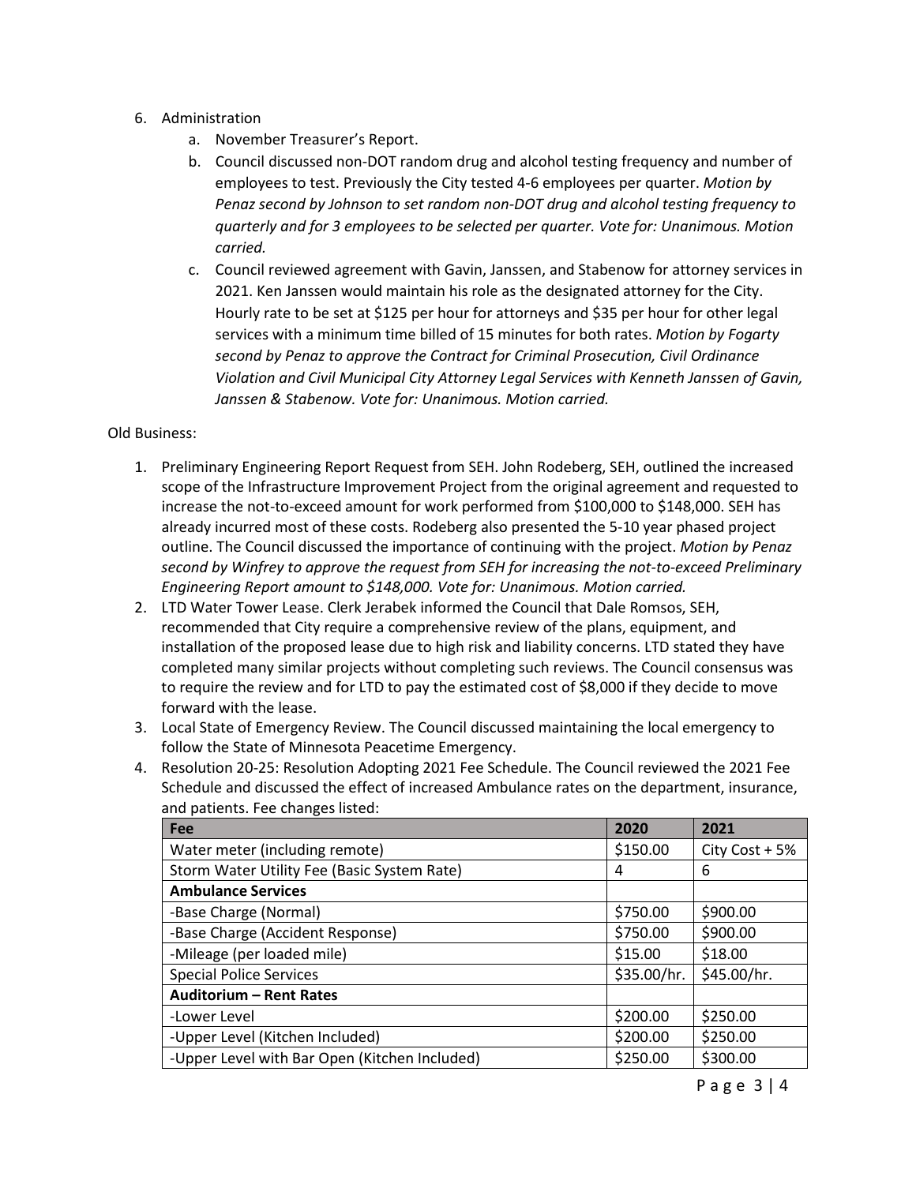6. Administration
    a. November Treasurer's Report.
    b. Council discussed non-DOT random drug and alcohol testing frequency and number of employees to test. Previously the City tested 4-6 employees per quarter. *Motion by Penaz second by Johnson to set random non-DOT drug and alcohol testing frequency to quarterly and for 3 employees to be selected per quarter. Vote for: Unanimous. Motion carried.*
    c. Council reviewed agreement with Gavin, Janssen, and Stabenow for attorney services in 2021. Ken Janssen would maintain his role as the designated attorney for the City. Hourly rate to be set at $125 per hour for attorneys and $35 per hour for other legal services with a minimum time billed of 15 minutes for both rates. *Motion by Fogarty second by Penaz to approve the Contract for Criminal Prosecution, Civil Ordinance Violation and Civil Municipal City Attorney Legal Services with Kenneth Janssen of Gavin, Janssen & Stabenow. Vote for: Unanimous. Motion carried.*

Old Business:

1. Preliminary Engineering Report Request from SEH. John Rodeberg, SEH, outlined the increased scope of the Infrastructure Improvement Project from the original agreement and requested to increase the not-to-exceed amount for work performed from $100,000 to $148,000. SEH has already incurred most of these costs. Rodeberg also presented the 5-10 year phased project outline. The Council discussed the importance of continuing with the project. *Motion by Penaz second by Winfrey to approve the request from SEH for increasing the not-to-exceed Preliminary Engineering Report amount to $148,000. Vote for: Unanimous. Motion carried.*
2. LTD Water Tower Lease. Clerk Jerabek informed the Council that Dale Romsos, SEH, recommended that City require a comprehensive review of the plans, equipment, and installation of the proposed lease due to high risk and liability concerns. LTD stated they have completed many similar projects without completing such reviews. The Council consensus was to require the review and for LTD to pay the estimated cost of $8,000 if they decide to move forward with the lease.
3. Local State of Emergency Review. The Council discussed maintaining the local emergency to follow the State of Minnesota Peacetime Emergency.
4. Resolution 20-25: Resolution Adopting 2021 Fee Schedule. The Council reviewed the 2021 Fee Schedule and discussed the effect of increased Ambulance rates on the department, insurance, and patients. Fee changes listed:

| Fee | 2020 | 2021 |
|---|---|---|
| Water meter (including remote) | $150.00 | City Cost + 5% |
| Storm Water Utility Fee (Basic System Rate) | 4 | 6 |
| **Ambulance Services** | | |
| -Base Charge (Normal) | $750.00 | $900.00 |
| -Base Charge (Accident Response) | $750.00 | $900.00 |
| -Mileage (per loaded mile) | $15.00 | $18.00 |
| Special Police Services | $35.00/hr. | $45.00/hr. |
| **Auditorium – Rent Rates** | | |
| -Lower Level | $200.00 | $250.00 |
| -Upper Level (Kitchen Included) | $200.00 | $250.00 |
| -Upper Level with Bar Open (Kitchen Included) | $250.00 | $300.00 |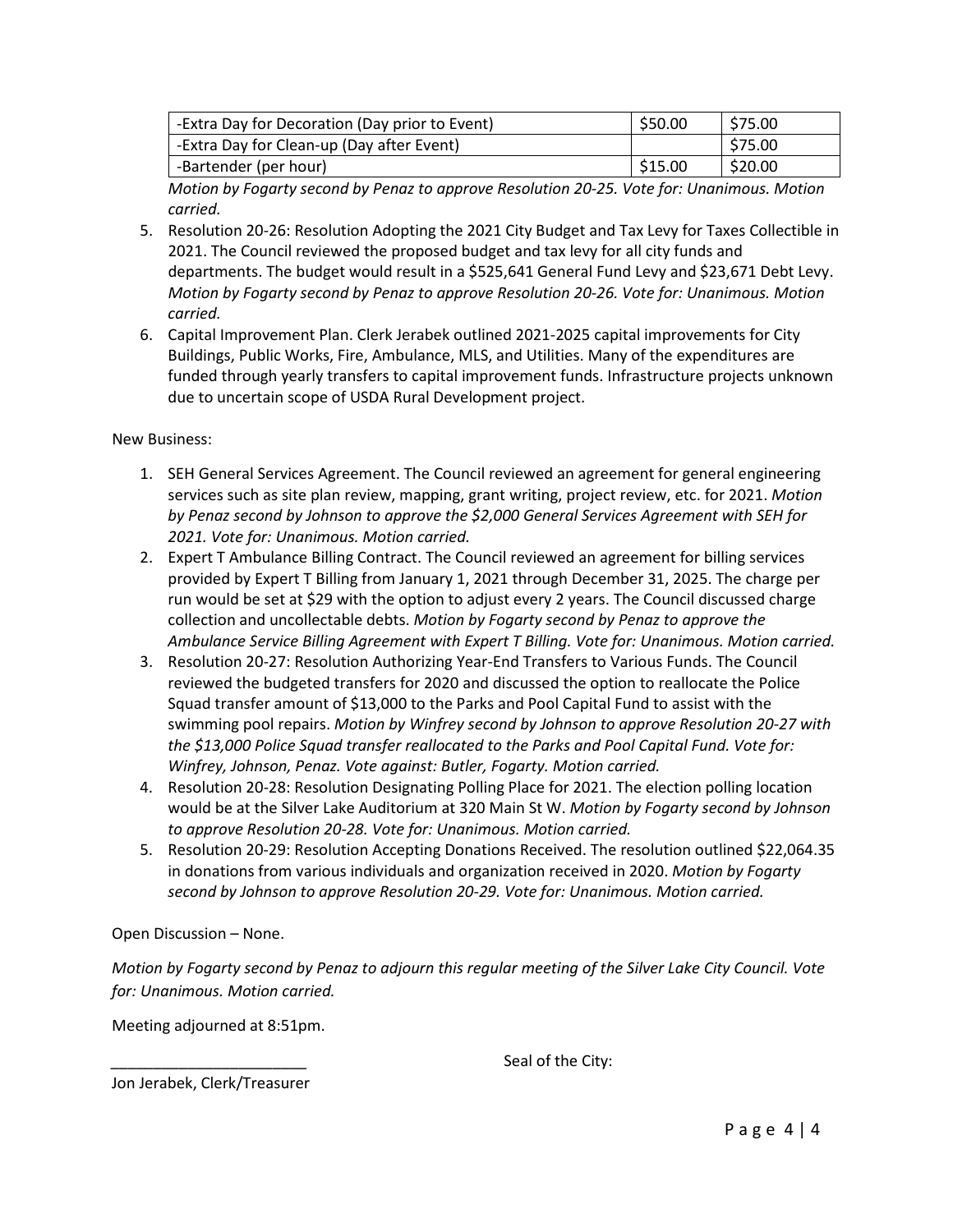| -Extra Day for Decoration (Day prior to Event) | $50.00 | $75.00 |
|---|---|---|
| -Extra Day for Clean-up (Day after Event) | | $75.00 |
| -Bartender (per hour) | $15.00 | $20.00 |

*Motion by Fogarty second by Penaz to approve Resolution 20-25. Vote for: Unanimous. Motion carried.*

5. Resolution 20-26: Resolution Adopting the 2021 City Budget and Tax Levy for Taxes Collectible in 2021. The Council reviewed the proposed budget and tax levy for all city funds and departments. The budget would result in a $525,641 General Fund Levy and $23,671 Debt Levy. *Motion by Fogarty second by Penaz to approve Resolution 20-26. Vote for: Unanimous. Motion carried.*
6. Capital Improvement Plan. Clerk Jerabek outlined 2021-2025 capital improvements for City Buildings, Public Works, Fire, Ambulance, MLS, and Utilities. Many of the expenditures are funded through yearly transfers to capital improvement funds. Infrastructure projects unknown due to uncertain scope of USDA Rural Development project.

New Business:

1. SEH General Services Agreement. The Council reviewed an agreement for general engineering services such as site plan review, mapping, grant writing, project review, etc. for 2021. *Motion by Penaz second by Johnson to approve the $2,000 General Services Agreement with SEH for 2021. Vote for: Unanimous. Motion carried.*
2. Expert T Ambulance Billing Contract. The Council reviewed an agreement for billing services provided by Expert T Billing from January 1, 2021 through December 31, 2025. The charge per run would be set at $29 with the option to adjust every 2 years. The Council discussed charge collection and uncollectable debts. *Motion by Fogarty second by Penaz to approve the Ambulance Service Billing Agreement with Expert T Billing. Vote for: Unanimous. Motion carried.*
3. Resolution 20-27: Resolution Authorizing Year-End Transfers to Various Funds. The Council reviewed the budgeted transfers for 2020 and discussed the option to reallocate the Police Squad transfer amount of $13,000 to the Parks and Pool Capital Fund to assist with the swimming pool repairs. *Motion by Winfrey second by Johnson to approve Resolution 20-27 with the $13,000 Police Squad transfer reallocated to the Parks and Pool Capital Fund. Vote for: Winfrey, Johnson, Penaz. Vote against: Butler, Fogarty. Motion carried.*
4. Resolution 20-28: Resolution Designating Polling Place for 2021. The election polling location would be at the Silver Lake Auditorium at 320 Main St W. *Motion by Fogarty second by Johnson to approve Resolution 20-28. Vote for: Unanimous. Motion carried.*
5. Resolution 20-29: Resolution Accepting Donations Received. The resolution outlined $22,064.35 in donations from various individuals and organization received in 2020. *Motion by Fogarty second by Johnson to approve Resolution 20-29. Vote for: Unanimous. Motion carried.*

Open Discussion – None.

*Motion by Fogarty second by Penaz to adjourn this regular meeting of the Silver Lake City Council. Vote for: Unanimous. Motion carried.*

Meeting adjourned at 8:51pm.

_______________________

Jon Jerabek, Clerk/Treasurer

Seal of the City: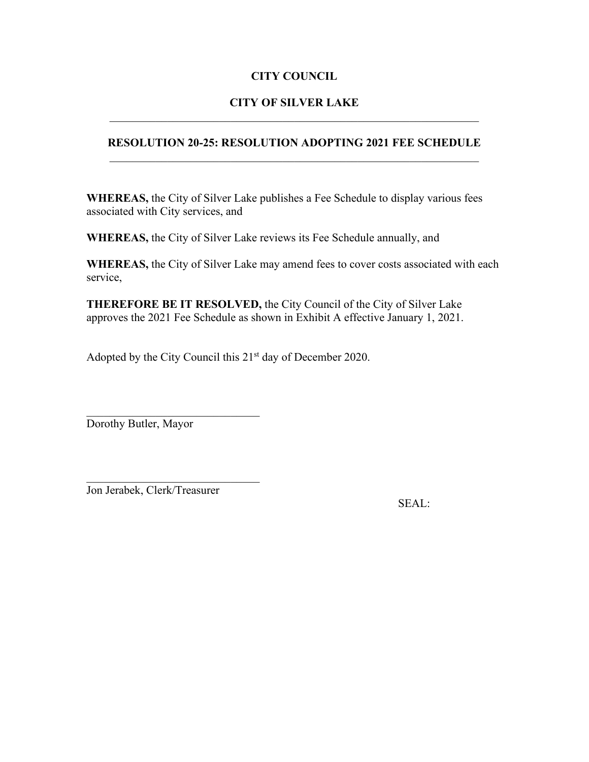**CITY COUNCIL**

**CITY OF SILVER LAKE**

---

**RESOLUTION 20-25: RESOLUTION ADOPTING 2021 FEE SCHEDULE**

---

**WHEREAS,** the City of Silver Lake publishes a Fee Schedule to display various fees associated with City services, and

**WHEREAS,** the City of Silver Lake reviews its Fee Schedule annually, and

**WHEREAS,** the City of Silver Lake may amend fees to cover costs associated with each service,

**THEREFORE BE IT RESOLVED,** the City Council of the City of Silver Lake approves the 2021 Fee Schedule as shown in Exhibit A effective January 1, 2021.

Adopted by the City Council this 21st day of December 2020.

\_\_\_\_\_\_\_\_\_\_\_\_\_\_\_\_\_\_\_\_\_\_\_\_\_\_\_\_\_\_\_
Dorothy Butler, Mayor

\_\_\_\_\_\_\_\_\_\_\_\_\_\_\_\_\_\_\_\_\_\_\_\_\_\_\_\_\_\_\_
Jon Jerabek, Clerk/Treasurer

SEAL: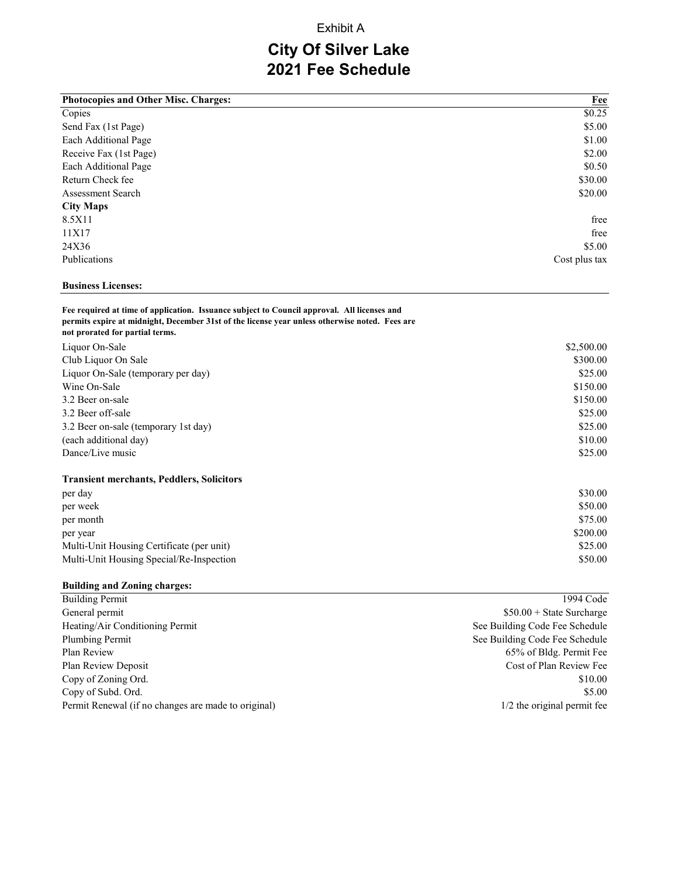Exhibit A

# City Of Silver Lake
# 2021 Fee Schedule

| Photocopies and Other Misc. Charges: | Fee |
|---|---|
| Copies | $0.25 |
| Send Fax (1st Page) | $5.00 |
| Each Additional Page | $1.00 |
| Receive Fax (1st Page) | $2.00 |
| Each Additional Page | $0.50 |
| Return Check fee | $30.00 |
| Assessment Search | $20.00 |
| **City Maps** | |
| 8.5X11 | free |
| 11X17 | free |
| 24X36 | $5.00 |
| Publications | Cost plus tax |

**Business Licenses:**

**Fee required at time of application. Issuance subject to Council approval. All licenses and permits expire at midnight, December 31st of the license year unless otherwise noted. Fees are not prorated for partial terms.**

| | |
|---|---|
| Liquor On-Sale | $2,500.00 |
| Club Liquor On Sale | $300.00 |
| Liquor On-Sale (temporary per day) | $25.00 |
| Wine On-Sale | $150.00 |
| 3.2 Beer on-sale | $150.00 |
| 3.2 Beer off-sale | $25.00 |
| 3.2 Beer on-sale (temporary 1st day) | $25.00 |
| (each additional day) | $10.00 |
| Dance/Live music | $25.00 |

**Transient merchants, Peddlers, Solicitors**

| | |
|---|---|
| per day | $30.00 |
| per week | $50.00 |
| per month | $75.00 |
| per year | $200.00 |
| Multi-Unit Housing Certificate (per unit) | $25.00 |
| Multi-Unit Housing Special/Re-Inspection | $50.00 |

| Building and Zoning charges: | |
|---|---|
| Building Permit | 1994 Code |
| General permit | $50.00 + State Surcharge |
| Heating/Air Conditioning Permit | See Building Code Fee Schedule |
| Plumbing Permit | See Building Code Fee Schedule |
| Plan Review | 65% of Bldg. Permit Fee |
| Plan Review Deposit | Cost of Plan Review Fee |
| Copy of Zoning Ord. | $10.00 |
| Copy of Subd. Ord. | $5.00 |
| Permit Renewal (if no changes are made to original) | 1/2 the original permit fee |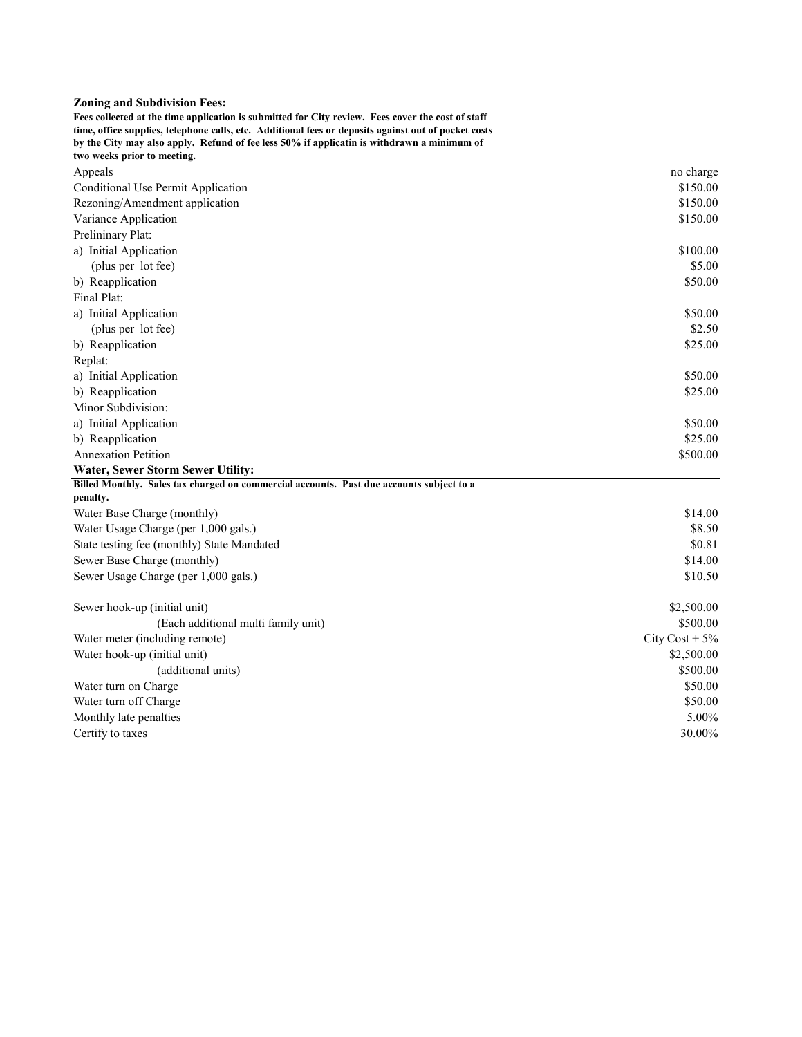**Zoning and Subdivision Fees:**

**Fees collected at the time application is submitted for City review. Fees cover the cost of staff time, office supplies, telephone calls, etc. Additional fees or deposits against out of pocket costs by the City may also apply. Refund of fee less 50% if applicatin is withdrawn a minimum of two weeks prior to meeting.**

| | |
|---|---|
| Appeals | no charge |
| Conditional Use Permit Application | $150.00 |
| Rezoning/Amendment application | $150.00 |
| Variance Application | $150.00 |
| Prelininary Plat: | |
| a) Initial Application | $100.00 |
| (plus per lot fee) | $5.00 |
| b) Reapplication | $50.00 |
| Final Plat: | |
| a) Initial Application | $50.00 |
| (plus per lot fee) | $2.50 |
| b) Reapplication | $25.00 |
| Replat: | |
| a) Initial Application | $50.00 |
| b) Reapplication | $25.00 |
| Minor Subdivision: | |
| a) Initial Application | $50.00 |
| b) Reapplication | $25.00 |
| Annexation Petition | $500.00 |

**Water, Sewer Storm Sewer Utility:**

**Billed Monthly. Sales tax charged on commercial accounts. Past due accounts subject to a penalty.**

| | |
|---|---|
| Water Base Charge (monthly) | $14.00 |
| Water Usage Charge (per 1,000 gals.) | $8.50 |
| State testing fee (monthly) State Mandated | $0.81 |
| Sewer Base Charge (monthly) | $14.00 |
| Sewer Usage Charge (per 1,000 gals.) | $10.50 |
| | |
| Sewer hook-up (initial unit) | $2,500.00 |
| (Each additional multi family unit) | $500.00 |
| Water meter (including remote) | City Cost + 5% |
| Water hook-up (initial unit) | $2,500.00 |
| (additional units) | $500.00 |
| Water turn on Charge | $50.00 |
| Water turn off Charge | $50.00 |
| Monthly late penalties | 5.00% |
| Certify to taxes | 30.00% |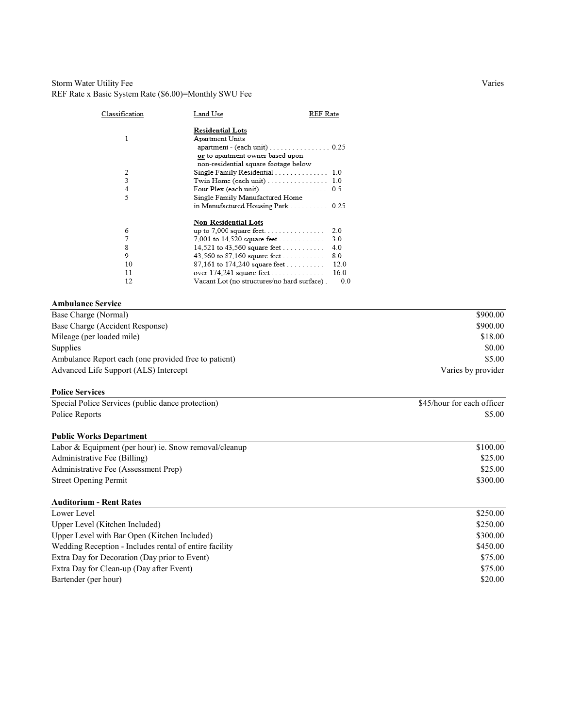Storm Water Utility Fee — Varies

REF Rate x Basic System Rate ($6.00)=Monthly SWU Fee

| Classification | Land Use | REF Rate |
|---|---|---|
| | **Residential Lots** | |
| 1 | Apartment Units<br>apartment - (each unit) | 0.25 |
| | **or** to apartment owner based upon non-residential square footage below | |
| 2 | Single Family Residential | 1.0 |
| 3 | Twin Home (each unit) | 1.0 |
| 4 | Four Plex (each unit). | 0.5 |
| 5 | Single Family Manufactured Home in Manufactured Housing Park | 0.25 |
| | **Non-Residential Lots** | |
| 6 | up to 7,000 square feet. | 2.0 |
| 7 | 7,001 to 14,520 square feet | 3.0 |
| 8 | 14,521 to 43,560 square feet | 4.0 |
| 9 | 43,560 to 87,160 square feet | 8.0 |
| 10 | 87,161 to 174,240 square feet | 12.0 |
| 11 | over 174,241 square feet | 16.0 |
| 12 | Vacant Lot (no structures/no hard surface) | 0.0 |

| **Ambulance Service** | |
|---|---|
| Base Charge (Normal) | $900.00 |
| Base Charge (Accident Response) | $900.00 |
| Mileage (per loaded mile) | $18.00 |
| Supplies | $0.00 |
| Ambulance Report each (one provided free to patient) | $5.00 |
| Advanced Life Support (ALS) Intercept | Varies by provider |

| **Police Services** | |
|---|---|
| Special Police Services (public dance protection) | $45/hour for each officer |
| Police Reports | $5.00 |

| **Public Works Department** | |
|---|---|
| Labor & Equipment (per hour) ie. Snow removal/cleanup | $100.00 |
| Administrative Fee (Billing) | $25.00 |
| Administrative Fee (Assessment Prep) | $25.00 |
| Street Opening Permit | $300.00 |

| **Auditorium - Rent Rates** | |
|---|---|
| Lower Level | $250.00 |
| Upper Level (Kitchen Included) | $250.00 |
| Upper Level with Bar Open (Kitchen Included) | $300.00 |
| Wedding Reception - Includes rental of entire facility | $450.00 |
| Extra Day for Decoration (Day prior to Event) | $75.00 |
| Extra Day for Clean-up (Day after Event) | $75.00 |
| Bartender (per hour) | $20.00 |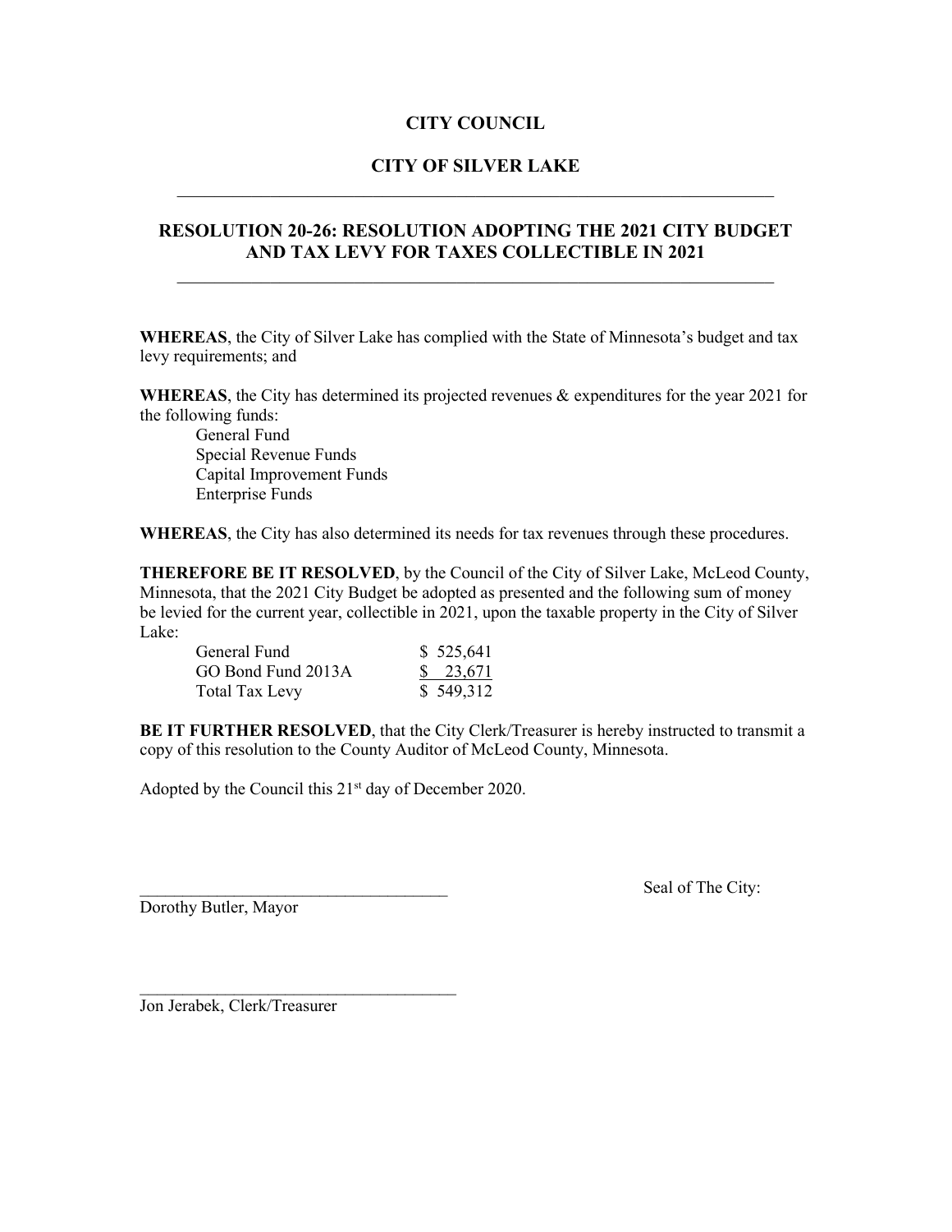# CITY COUNCIL

## CITY OF SILVER LAKE

---

## RESOLUTION 20-26: RESOLUTION ADOPTING THE 2021 CITY BUDGET AND TAX LEVY FOR TAXES COLLECTIBLE IN 2021

---

**WHEREAS**, the City of Silver Lake has complied with the State of Minnesota's budget and tax levy requirements; and

**WHEREAS**, the City has determined its projected revenues & expenditures for the year 2021 for the following funds:

- General Fund
- Special Revenue Funds
- Capital Improvement Funds
- Enterprise Funds

**WHEREAS**, the City has also determined its needs for tax revenues through these procedures.

**THEREFORE BE IT RESOLVED**, by the Council of the City of Silver Lake, McLeod County, Minnesota, that the 2021 City Budget be adopted as presented and the following sum of money be levied for the current year, collectible in 2021, upon the taxable property in the City of Silver Lake:

| | |
|---|---|
| General Fund | $ 525,641 |
| GO Bond Fund 2013A | $ 23,671 |
| Total Tax Levy | $ 549,312 |

**BE IT FURTHER RESOLVED**, that the City Clerk/Treasurer is hereby instructed to transmit a copy of this resolution to the County Auditor of McLeod County, Minnesota.

Adopted by the Council this 21st day of December 2020.

\_\_\_\_\_\_\_\_\_\_\_\_\_\_\_\_\_\_\_\_\_\_\_\_\_\_\_\_\_\_\_\_\_\_\_\_\_\_ Seal of The City:

Dorothy Butler, Mayor

\_\_\_\_\_\_\_\_\_\_\_\_\_\_\_\_\_\_\_\_\_\_\_\_\_\_\_\_\_\_\_\_\_\_\_\_\_\_

Jon Jerabek, Clerk/Treasurer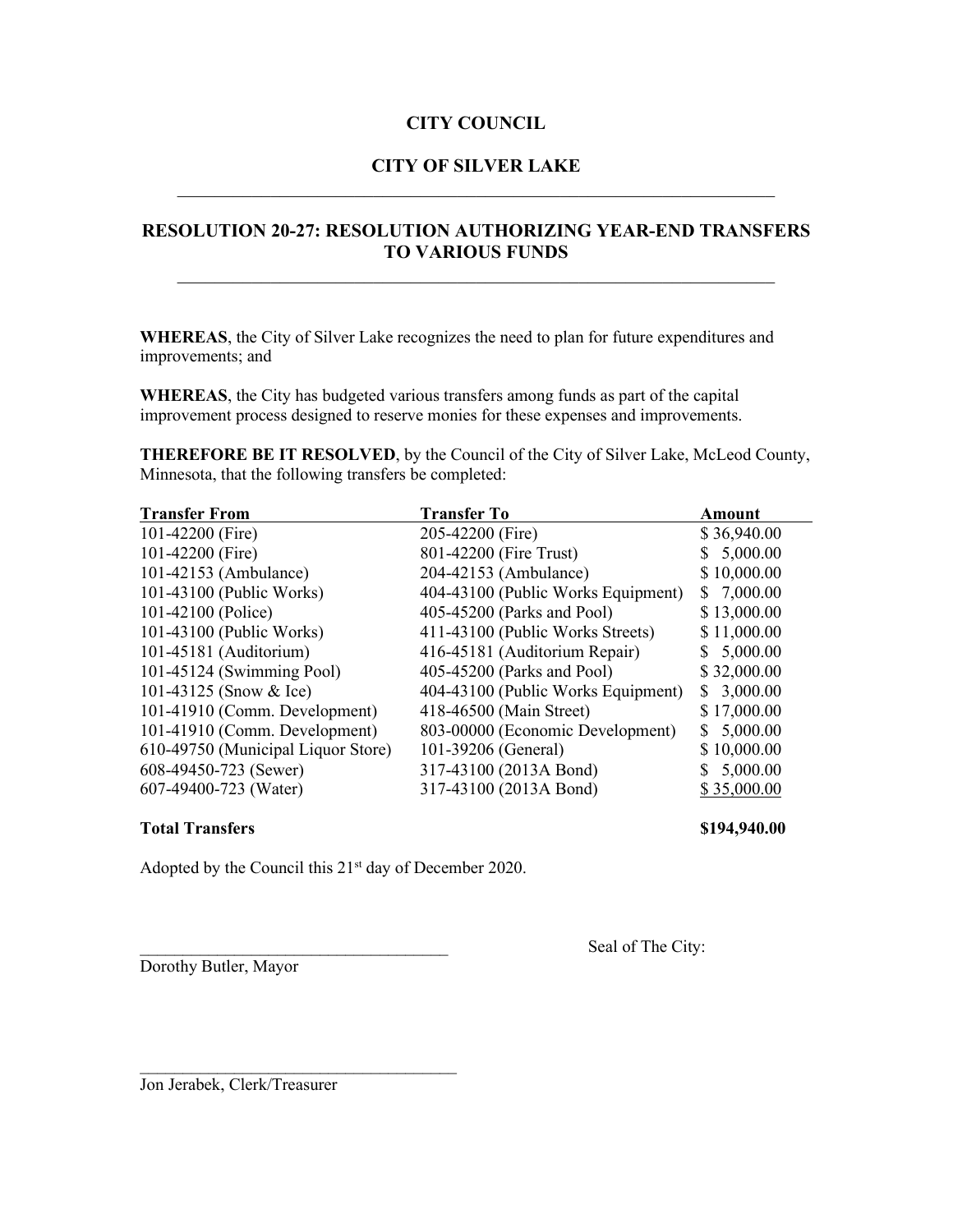# CITY COUNCIL

# CITY OF SILVER LAKE

---

## RESOLUTION 20-27: RESOLUTION AUTHORIZING YEAR-END TRANSFERS TO VARIOUS FUNDS

---

**WHEREAS**, the City of Silver Lake recognizes the need to plan for future expenditures and improvements; and

**WHEREAS**, the City has budgeted various transfers among funds as part of the capital improvement process designed to reserve monies for these expenses and improvements.

**THEREFORE BE IT RESOLVED**, by the Council of the City of Silver Lake, McLeod County, Minnesota, that the following transfers be completed:

| Transfer From | Transfer To | Amount |
|---|---|---|
| 101-42200 (Fire) | 205-42200 (Fire) | $ 36,940.00 |
| 101-42200 (Fire) | 801-42200 (Fire Trust) | $ 5,000.00 |
| 101-42153 (Ambulance) | 204-42153 (Ambulance) | $ 10,000.00 |
| 101-43100 (Public Works) | 404-43100 (Public Works Equipment) | $ 7,000.00 |
| 101-42100 (Police) | 405-45200 (Parks and Pool) | $ 13,000.00 |
| 101-43100 (Public Works) | 411-43100 (Public Works Streets) | $ 11,000.00 |
| 101-45181 (Auditorium) | 416-45181 (Auditorium Repair) | $ 5,000.00 |
| 101-45124 (Swimming Pool) | 405-45200 (Parks and Pool) | $ 32,000.00 |
| 101-43125 (Snow & Ice) | 404-43100 (Public Works Equipment) | $ 3,000.00 |
| 101-41910 (Comm. Development) | 418-46500 (Main Street) | $ 17,000.00 |
| 101-41910 (Comm. Development) | 803-00000 (Economic Development) | $ 5,000.00 |
| 610-49750 (Municipal Liquor Store) | 101-39206 (General) | $ 10,000.00 |
| 608-49450-723 (Sewer) | 317-43100 (2013A Bond) | $ 5,000.00 |
| 607-49400-723 (Water) | 317-43100 (2013A Bond) | $ 35,000.00 |
| **Total Transfers** | | **$194,940.00** |

Adopted by the Council this 21st day of December 2020.

_____________________________________
Dorothy Butler, Mayor

Seal of The City:

_____________________________________
Jon Jerabek, Clerk/Treasurer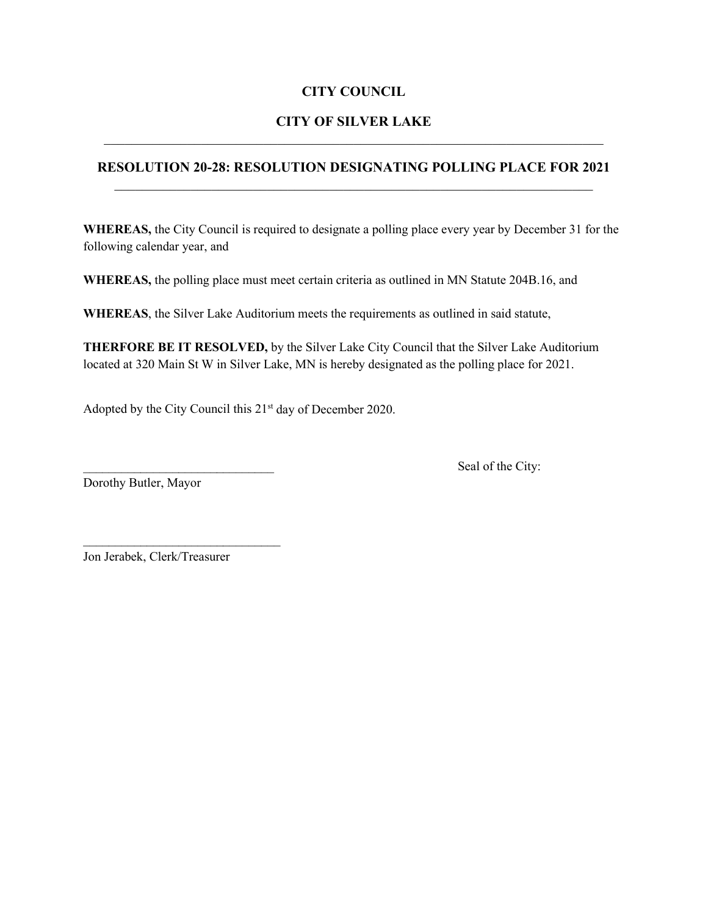**CITY COUNCIL**

**CITY OF SILVER LAKE**

---

## RESOLUTION 20-28: RESOLUTION DESIGNATING POLLING PLACE FOR 2021

---

**WHEREAS,** the City Council is required to designate a polling place every year by December 31 for the following calendar year, and

**WHEREAS,** the polling place must meet certain criteria as outlined in MN Statute 204B.16, and

**WHEREAS**, the Silver Lake Auditorium meets the requirements as outlined in said statute,

**THERFORE BE IT RESOLVED,** by the Silver Lake City Council that the Silver Lake Auditorium located at 320 Main St W in Silver Lake, MN is hereby designated as the polling place for 2021.

Adopted by the City Council this 21st day of December 2020.

______________________________
Dorothy Butler, Mayor

Seal of the City:

______________________________
Jon Jerabek, Clerk/Treasurer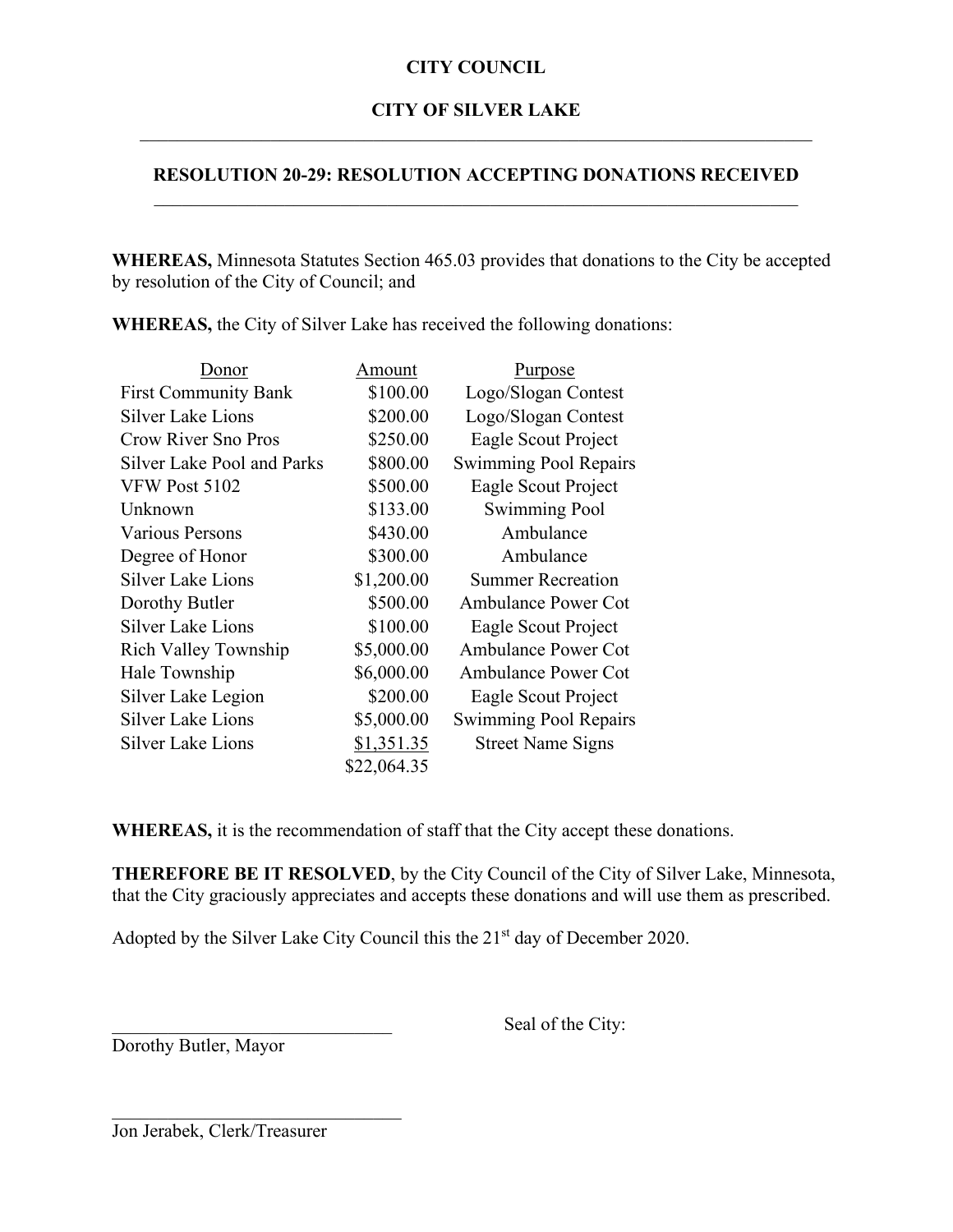**CITY COUNCIL**

**CITY OF SILVER LAKE**

---

**RESOLUTION 20-29: RESOLUTION ACCEPTING DONATIONS RECEIVED**

---

**WHEREAS,** Minnesota Statutes Section 465.03 provides that donations to the City be accepted by resolution of the City of Council; and

**WHEREAS,** the City of Silver Lake has received the following donations:

| Donor | Amount | Purpose |
|---|---|---|
| First Community Bank | \$100.00 | Logo/Slogan Contest |
| Silver Lake Lions | \$200.00 | Logo/Slogan Contest |
| Crow River Sno Pros | \$250.00 | Eagle Scout Project |
| Silver Lake Pool and Parks | \$800.00 | Swimming Pool Repairs |
| VFW Post 5102 | \$500.00 | Eagle Scout Project |
| Unknown | \$133.00 | Swimming Pool |
| Various Persons | \$430.00 | Ambulance |
| Degree of Honor | \$300.00 | Ambulance |
| Silver Lake Lions | \$1,200.00 | Summer Recreation |
| Dorothy Butler | \$500.00 | Ambulance Power Cot |
| Silver Lake Lions | \$100.00 | Eagle Scout Project |
| Rich Valley Township | \$5,000.00 | Ambulance Power Cot |
| Hale Township | \$6,000.00 | Ambulance Power Cot |
| Silver Lake Legion | \$200.00 | Eagle Scout Project |
| Silver Lake Lions | \$5,000.00 | Swimming Pool Repairs |
| Silver Lake Lions | \$1,351.35 | Street Name Signs |
| | \$22,064.35 | |

**WHEREAS,** it is the recommendation of staff that the City accept these donations.

**THEREFORE BE IT RESOLVED**, by the City Council of the City of Silver Lake, Minnesota, that the City graciously appreciates and accepts these donations and will use them as prescribed.

Adopted by the Silver Lake City Council this the 21st day of December 2020.

_______________________________
Dorothy Butler, Mayor

Seal of the City:

_______________________________
Jon Jerabek, Clerk/Treasurer